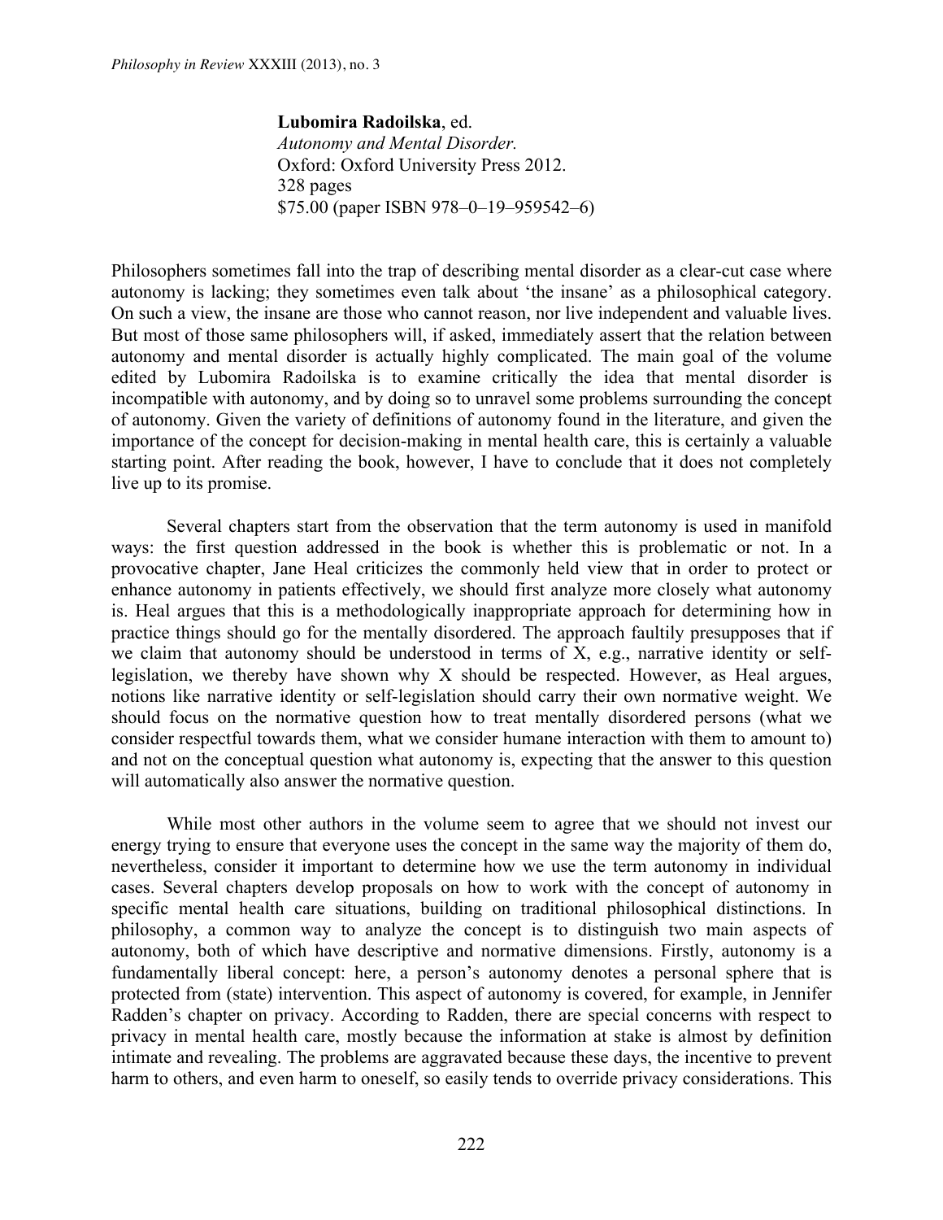**Lubomira Radoilska**, ed.
*Autonomy and Mental Disorder.*
Oxford: Oxford University Press 2012.
328 pages
$75.00 (paper ISBN 978–0–19–959542–6)

Philosophers sometimes fall into the trap of describing mental disorder as a clear-cut case where autonomy is lacking; they sometimes even talk about 'the insane' as a philosophical category. On such a view, the insane are those who cannot reason, nor live independent and valuable lives. But most of those same philosophers will, if asked, immediately assert that the relation between autonomy and mental disorder is actually highly complicated. The main goal of the volume edited by Lubomira Radoilska is to examine critically the idea that mental disorder is incompatible with autonomy, and by doing so to unravel some problems surrounding the concept of autonomy. Given the variety of definitions of autonomy found in the literature, and given the importance of the concept for decision-making in mental health care, this is certainly a valuable starting point. After reading the book, however, I have to conclude that it does not completely live up to its promise.

Several chapters start from the observation that the term autonomy is used in manifold ways: the first question addressed in the book is whether this is problematic or not. In a provocative chapter, Jane Heal criticizes the commonly held view that in order to protect or enhance autonomy in patients effectively, we should first analyze more closely what autonomy is. Heal argues that this is a methodologically inappropriate approach for determining how in practice things should go for the mentally disordered. The approach faultily presupposes that if we claim that autonomy should be understood in terms of X, e.g., narrative identity or self-legislation, we thereby have shown why X should be respected. However, as Heal argues, notions like narrative identity or self-legislation should carry their own normative weight. We should focus on the normative question how to treat mentally disordered persons (what we consider respectful towards them, what we consider humane interaction with them to amount to) and not on the conceptual question what autonomy is, expecting that the answer to this question will automatically also answer the normative question.

While most other authors in the volume seem to agree that we should not invest our energy trying to ensure that everyone uses the concept in the same way the majority of them do, nevertheless, consider it important to determine how we use the term autonomy in individual cases. Several chapters develop proposals on how to work with the concept of autonomy in specific mental health care situations, building on traditional philosophical distinctions. In philosophy, a common way to analyze the concept is to distinguish two main aspects of autonomy, both of which have descriptive and normative dimensions. Firstly, autonomy is a fundamentally liberal concept: here, a person's autonomy denotes a personal sphere that is protected from (state) intervention. This aspect of autonomy is covered, for example, in Jennifer Radden's chapter on privacy. According to Radden, there are special concerns with respect to privacy in mental health care, mostly because the information at stake is almost by definition intimate and revealing. The problems are aggravated because these days, the incentive to prevent harm to others, and even harm to oneself, so easily tends to override privacy considerations. This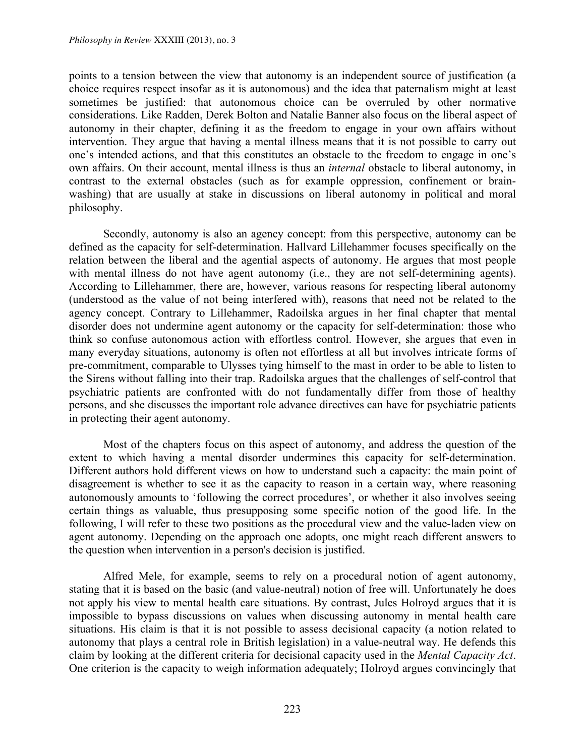points to a tension between the view that autonomy is an independent source of justification (a choice requires respect insofar as it is autonomous) and the idea that paternalism might at least sometimes be justified: that autonomous choice can be overruled by other normative considerations. Like Radden, Derek Bolton and Natalie Banner also focus on the liberal aspect of autonomy in their chapter, defining it as the freedom to engage in your own affairs without intervention. They argue that having a mental illness means that it is not possible to carry out one's intended actions, and that this constitutes an obstacle to the freedom to engage in one's own affairs. On their account, mental illness is thus an *internal* obstacle to liberal autonomy, in contrast to the external obstacles (such as for example oppression, confinement or brain-washing) that are usually at stake in discussions on liberal autonomy in political and moral philosophy.

Secondly, autonomy is also an agency concept: from this perspective, autonomy can be defined as the capacity for self-determination. Hallvard Lillehammer focuses specifically on the relation between the liberal and the agential aspects of autonomy. He argues that most people with mental illness do not have agent autonomy (i.e., they are not self-determining agents). According to Lillehammer, there are, however, various reasons for respecting liberal autonomy (understood as the value of not being interfered with), reasons that need not be related to the agency concept. Contrary to Lillehammer, Radoilska argues in her final chapter that mental disorder does not undermine agent autonomy or the capacity for self-determination: those who think so confuse autonomous action with effortless control. However, she argues that even in many everyday situations, autonomy is often not effortless at all but involves intricate forms of pre-commitment, comparable to Ulysses tying himself to the mast in order to be able to listen to the Sirens without falling into their trap. Radoilska argues that the challenges of self-control that psychiatric patients are confronted with do not fundamentally differ from those of healthy persons, and she discusses the important role advance directives can have for psychiatric patients in protecting their agent autonomy.

Most of the chapters focus on this aspect of autonomy, and address the question of the extent to which having a mental disorder undermines this capacity for self-determination. Different authors hold different views on how to understand such a capacity: the main point of disagreement is whether to see it as the capacity to reason in a certain way, where reasoning autonomously amounts to 'following the correct procedures', or whether it also involves seeing certain things as valuable, thus presupposing some specific notion of the good life. In the following, I will refer to these two positions as the procedural view and the value-laden view on agent autonomy. Depending on the approach one adopts, one might reach different answers to the question when intervention in a person's decision is justified.

Alfred Mele, for example, seems to rely on a procedural notion of agent autonomy, stating that it is based on the basic (and value-neutral) notion of free will. Unfortunately he does not apply his view to mental health care situations. By contrast, Jules Holroyd argues that it is impossible to bypass discussions on values when discussing autonomy in mental health care situations. His claim is that it is not possible to assess decisional capacity (a notion related to autonomy that plays a central role in British legislation) in a value-neutral way. He defends this claim by looking at the different criteria for decisional capacity used in the *Mental Capacity Act*. One criterion is the capacity to weigh information adequately; Holroyd argues convincingly that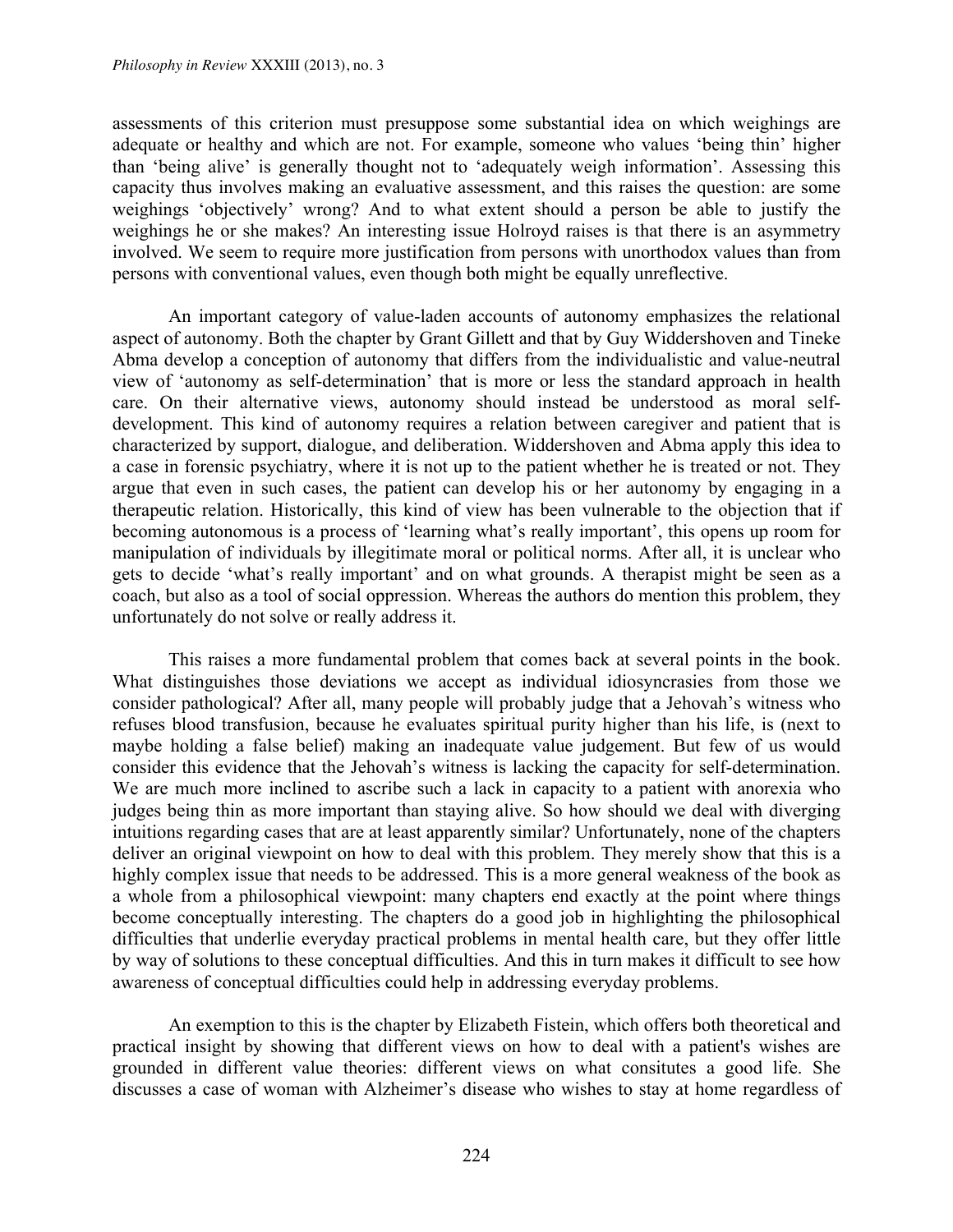assessments of this criterion must presuppose some substantial idea on which weighings are adequate or healthy and which are not. For example, someone who values 'being thin' higher than 'being alive' is generally thought not to 'adequately weigh information'. Assessing this capacity thus involves making an evaluative assessment, and this raises the question: are some weighings 'objectively' wrong? And to what extent should a person be able to justify the weighings he or she makes? An interesting issue Holroyd raises is that there is an asymmetry involved. We seem to require more justification from persons with unorthodox values than from persons with conventional values, even though both might be equally unreflective.

An important category of value-laden accounts of autonomy emphasizes the relational aspect of autonomy. Both the chapter by Grant Gillett and that by Guy Widdershoven and Tineke Abma develop a conception of autonomy that differs from the individualistic and value-neutral view of 'autonomy as self-determination' that is more or less the standard approach in health care. On their alternative views, autonomy should instead be understood as moral self-development. This kind of autonomy requires a relation between caregiver and patient that is characterized by support, dialogue, and deliberation. Widdershoven and Abma apply this idea to a case in forensic psychiatry, where it is not up to the patient whether he is treated or not. They argue that even in such cases, the patient can develop his or her autonomy by engaging in a therapeutic relation. Historically, this kind of view has been vulnerable to the objection that if becoming autonomous is a process of 'learning what's really important', this opens up room for manipulation of individuals by illegitimate moral or political norms. After all, it is unclear who gets to decide 'what's really important' and on what grounds. A therapist might be seen as a coach, but also as a tool of social oppression. Whereas the authors do mention this problem, they unfortunately do not solve or really address it.

This raises a more fundamental problem that comes back at several points in the book. What distinguishes those deviations we accept as individual idiosyncrasies from those we consider pathological? After all, many people will probably judge that a Jehovah's witness who refuses blood transfusion, because he evaluates spiritual purity higher than his life, is (next to maybe holding a false belief) making an inadequate value judgement. But few of us would consider this evidence that the Jehovah's witness is lacking the capacity for self-determination. We are much more inclined to ascribe such a lack in capacity to a patient with anorexia who judges being thin as more important than staying alive. So how should we deal with diverging intuitions regarding cases that are at least apparently similar? Unfortunately, none of the chapters deliver an original viewpoint on how to deal with this problem. They merely show that this is a highly complex issue that needs to be addressed. This is a more general weakness of the book as a whole from a philosophical viewpoint: many chapters end exactly at the point where things become conceptually interesting. The chapters do a good job in highlighting the philosophical difficulties that underlie everyday practical problems in mental health care, but they offer little by way of solutions to these conceptual difficulties. And this in turn makes it difficult to see how awareness of conceptual difficulties could help in addressing everyday problems.

An exemption to this is the chapter by Elizabeth Fistein, which offers both theoretical and practical insight by showing that different views on how to deal with a patient's wishes are grounded in different value theories: different views on what consitutes a good life. She discusses a case of woman with Alzheimer's disease who wishes to stay at home regardless of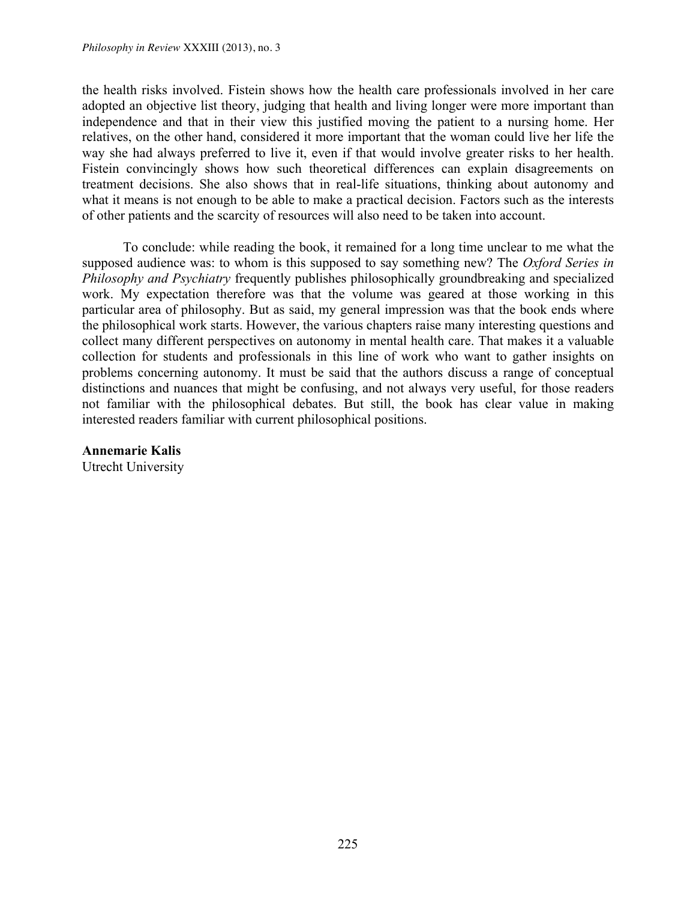the health risks involved. Fistein shows how the health care professionals involved in her care adopted an objective list theory, judging that health and living longer were more important than independence and that in their view this justified moving the patient to a nursing home. Her relatives, on the other hand, considered it more important that the woman could live her life the way she had always preferred to live it, even if that would involve greater risks to her health. Fistein convincingly shows how such theoretical differences can explain disagreements on treatment decisions. She also shows that in real-life situations, thinking about autonomy and what it means is not enough to be able to make a practical decision. Factors such as the interests of other patients and the scarcity of resources will also need to be taken into account.

To conclude: while reading the book, it remained for a long time unclear to me what the supposed audience was: to whom is this supposed to say something new? The *Oxford Series in Philosophy and Psychiatry* frequently publishes philosophically groundbreaking and specialized work. My expectation therefore was that the volume was geared at those working in this particular area of philosophy. But as said, my general impression was that the book ends where the philosophical work starts. However, the various chapters raise many interesting questions and collect many different perspectives on autonomy in mental health care. That makes it a valuable collection for students and professionals in this line of work who want to gather insights on problems concerning autonomy. It must be said that the authors discuss a range of conceptual distinctions and nuances that might be confusing, and not always very useful, for those readers not familiar with the philosophical debates. But still, the book has clear value in making interested readers familiar with current philosophical positions.

**Annemarie Kalis**
Utrecht University